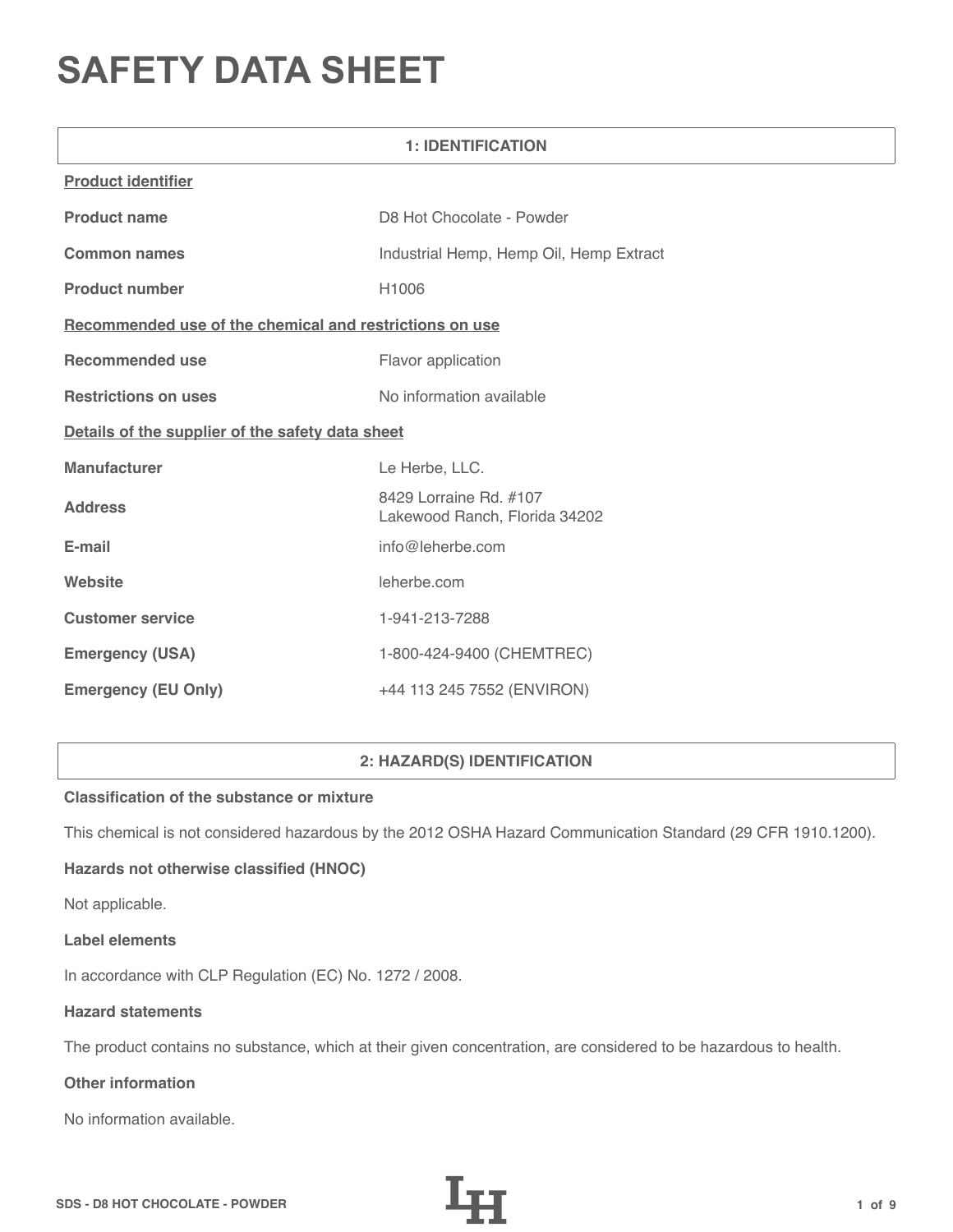# SAFETY DATA SHEET

## 1: IDENTIFICATION

**Product identifier**

| | |
|---|---|
| **Product name** | D8 Hot Chocolate - Powder |
| **Common names** | Industrial Hemp, Hemp Oil, Hemp Extract |
| **Product number** | H1006 |

**Recommended use of the chemical and restrictions on use**

| | |
|---|---|
| **Recommended use** | Flavor application |
| **Restrictions on uses** | No information available |

**Details of the supplier of the safety data sheet**

| | |
|---|---|
| **Manufacturer** | Le Herbe, LLC. |
| **Address** | 8429 Lorraine Rd. #107<br>Lakewood Ranch, Florida 34202 |
| **E-mail** | info@leherbe.com |
| **Website** | leherbe.com |
| **Customer service** | 1-941-213-7288 |
| **Emergency (USA)** | 1-800-424-9400 (CHEMTREC) |
| **Emergency (EU Only)** | +44 113 245 7552 (ENVIRON) |

## 2: HAZARD(S) IDENTIFICATION

**Classification of the substance or mixture**

This chemical is not considered hazardous by the 2012 OSHA Hazard Communication Standard (29 CFR 1910.1200).

**Hazards not otherwise classified (HNOC)**

Not applicable.

**Label elements**

In accordance with CLP Regulation (EC) No. 1272 / 2008.

**Hazard statements**

The product contains no substance, which at their given concentration, are considered to be hazardous to health.

**Other information**

No information available.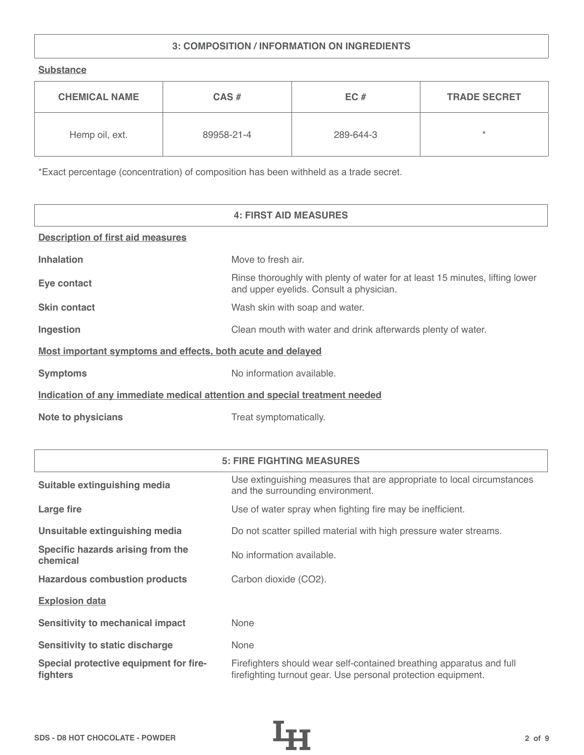## 3: COMPOSITION / INFORMATION ON INGREDIENTS

**Substance**

| CHEMICAL NAME | CAS # | EC # | TRADE SECRET |
|---|---|---|---|
| Hemp oil, ext. | 89958-21-4 | 289-644-3 | * |

*Exact percentage (concentration) of composition has been withheld as a trade secret.

## 4: FIRST AID MEASURES

**Description of first aid measures**

| | |
|---|---|
| **Inhalation** | Move to fresh air. |
| **Eye contact** | Rinse thoroughly with plenty of water for at least 15 minutes, lifting lower and upper eyelids. Consult a physician. |
| **Skin contact** | Wash skin with soap and water. |
| **Ingestion** | Clean mouth with water and drink afterwards plenty of water. |

**Most important symptoms and effects, both acute and delayed**

| | |
|---|---|
| **Symptoms** | No information available. |

**Indication of any immediate medical attention and special treatment needed**

| | |
|---|---|
| **Note to physicians** | Treat symptomatically. |

## 5: FIRE FIGHTING MEASURES

| | |
|---|---|
| **Suitable extinguishing media** | Use extinguishing measures that are appropriate to local circumstances and the surrounding environment. |
| **Large fire** | Use of water spray when fighting fire may be inefficient. |
| **Unsuitable extinguishing media** | Do not scatter spilled material with high pressure water streams. |
| **Specific hazards arising from the chemical** | No information available. |
| **Hazardous combustion products** | Carbon dioxide ($CO_2$). |

**Explosion data**

| | |
|---|---|
| **Sensitivity to mechanical impact** | None |
| **Sensitivity to static discharge** | None |
| **Special protective equipment for fire-fighters** | Firefighters should wear self-contained breathing apparatus and full firefighting turnout gear. Use personal protection equipment. |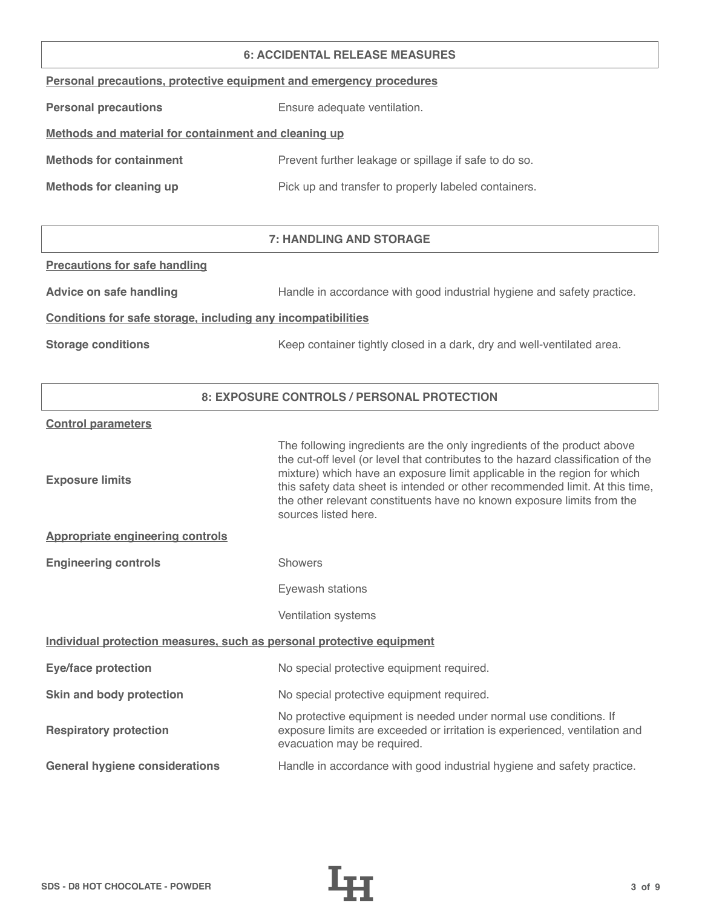## 6: ACCIDENTAL RELEASE MEASURES

**Personal precautions, protective equipment and emergency procedures**

| | |
|---|---|
| **Personal precautions** | Ensure adequate ventilation. |

**Methods and material for containment and cleaning up**

| | |
|---|---|
| **Methods for containment** | Prevent further leakage or spillage if safe to do so. |
| **Methods for cleaning up** | Pick up and transfer to properly labeled containers. |

## 7: HANDLING AND STORAGE

**Precautions for safe handling**

| | |
|---|---|
| **Advice on safe handling** | Handle in accordance with good industrial hygiene and safety practice. |

**Conditions for safe storage, including any incompatibilities**

| | |
|---|---|
| **Storage conditions** | Keep container tightly closed in a dark, dry and well-ventilated area. |

## 8: EXPOSURE CONTROLS / PERSONAL PROTECTION

**Control parameters**

| | |
|---|---|
| **Exposure limits** | The following ingredients are the only ingredients of the product above the cut-off level (or level that contributes to the hazard classification of the mixture) which have an exposure limit applicable in the region for which this safety data sheet is intended or other recommended limit. At this time, the other relevant constituents have no known exposure limits from the sources listed here. |

**Appropriate engineering controls**

| | |
|---|---|
| **Engineering controls** | Showers |
| | Eyewash stations |
| | Ventilation systems |

**Individual protection measures, such as personal protective equipment**

| | |
|---|---|
| **Eye/face protection** | No special protective equipment required. |
| **Skin and body protection** | No special protective equipment required. |
| **Respiratory protection** | No protective equipment is needed under normal use conditions. If exposure limits are exceeded or irritation is experienced, ventilation and evacuation may be required. |
| **General hygiene considerations** | Handle in accordance with good industrial hygiene and safety practice. |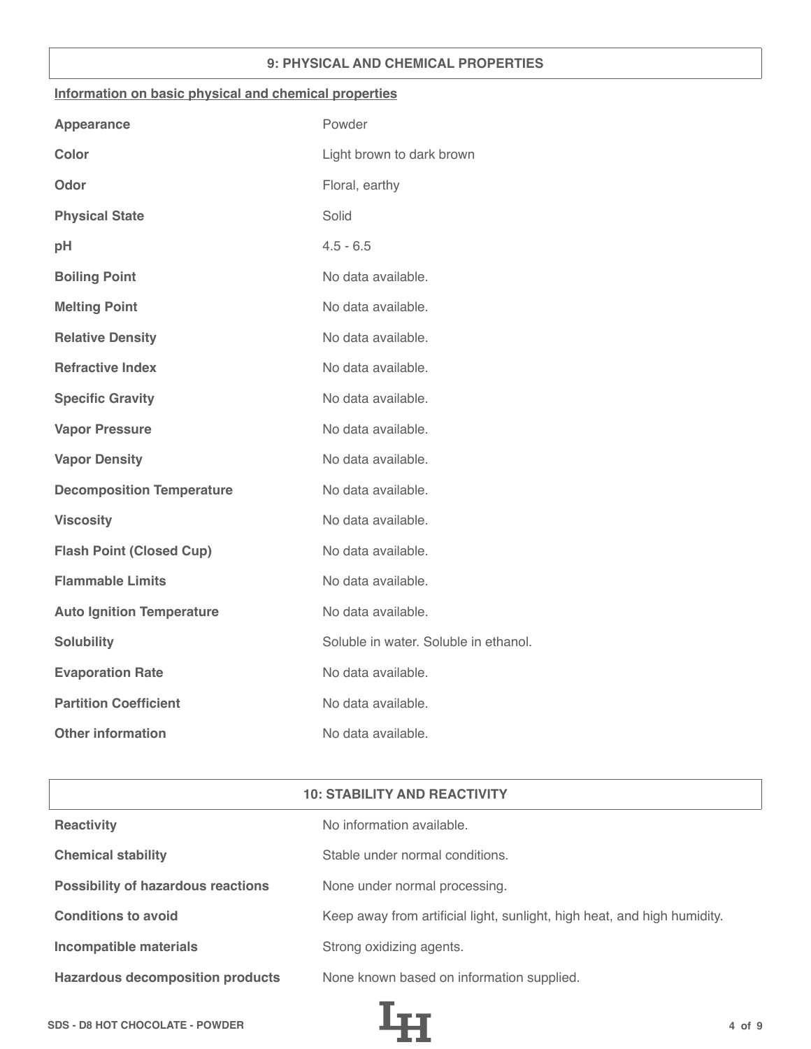## 9: PHYSICAL AND CHEMICAL PROPERTIES

### Information on basic physical and chemical properties

| | |
|---|---|
| **Appearance** | Powder |
| **Color** | Light brown to dark brown |
| **Odor** | Floral, earthy |
| **Physical State** | Solid |
| **pH** | 4.5 - 6.5 |
| **Boiling Point** | No data available. |
| **Melting Point** | No data available. |
| **Relative Density** | No data available. |
| **Refractive Index** | No data available. |
| **Specific Gravity** | No data available. |
| **Vapor Pressure** | No data available. |
| **Vapor Density** | No data available. |
| **Decomposition Temperature** | No data available. |
| **Viscosity** | No data available. |
| **Flash Point (Closed Cup)** | No data available. |
| **Flammable Limits** | No data available. |
| **Auto Ignition Temperature** | No data available. |
| **Solubility** | Soluble in water. Soluble in ethanol. |
| **Evaporation Rate** | No data available. |
| **Partition Coefficient** | No data available. |
| **Other information** | No data available. |

## 10: STABILITY AND REACTIVITY

| | |
|---|---|
| **Reactivity** | No information available. |
| **Chemical stability** | Stable under normal conditions. |
| **Possibility of hazardous reactions** | None under normal processing. |
| **Conditions to avoid** | Keep away from artificial light, sunlight, high heat, and high humidity. |
| **Incompatible materials** | Strong oxidizing agents. |
| **Hazardous decomposition products** | None known based on information supplied. |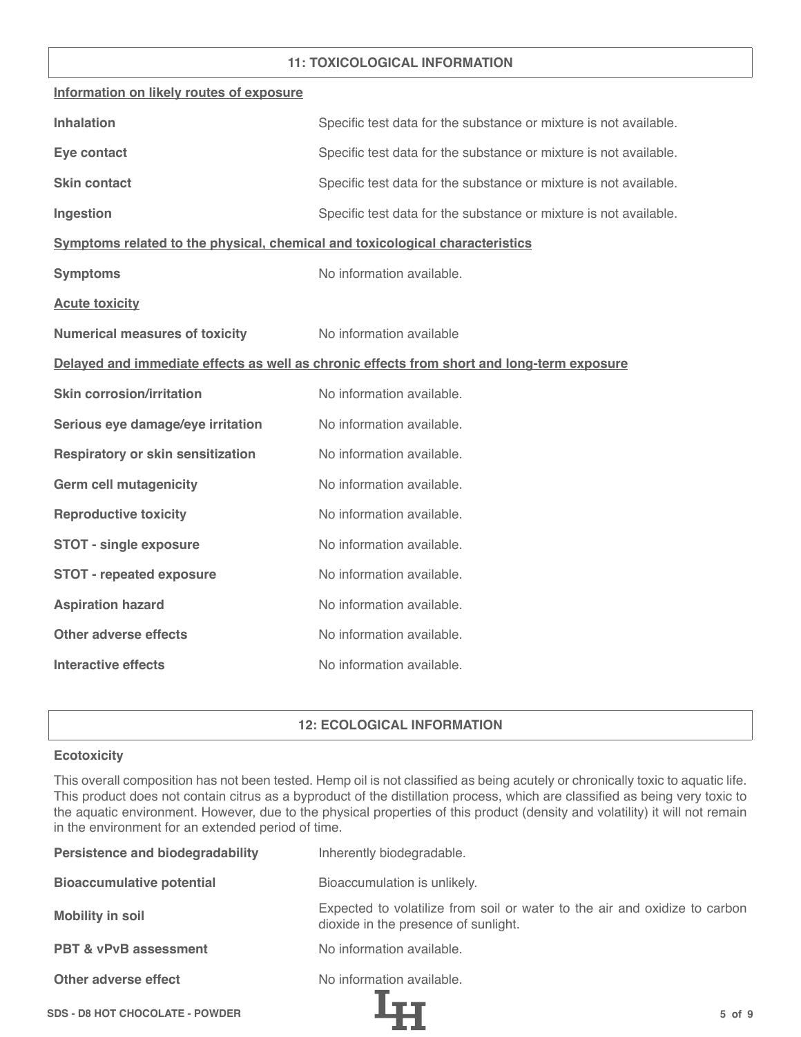## 11: TOXICOLOGICAL INFORMATION

**Information on likely routes of exposure**

| | |
|---|---|
| **Inhalation** | Specific test data for the substance or mixture is not available. |
| **Eye contact** | Specific test data for the substance or mixture is not available. |
| **Skin contact** | Specific test data for the substance or mixture is not available. |
| **Ingestion** | Specific test data for the substance or mixture is not available. |

**Symptoms related to the physical, chemical and toxicological characteristics**

| | |
|---|---|
| **Symptoms** | No information available. |

**Acute toxicity**

| | |
|---|---|
| **Numerical measures of toxicity** | No information available |

**Delayed and immediate effects as well as chronic effects from short and long-term exposure**

| | |
|---|---|
| **Skin corrosion/irritation** | No information available. |
| **Serious eye damage/eye irritation** | No information available. |
| **Respiratory or skin sensitization** | No information available. |
| **Germ cell mutagenicity** | No information available. |
| **Reproductive toxicity** | No information available. |
| **STOT - single exposure** | No information available. |
| **STOT - repeated exposure** | No information available. |
| **Aspiration hazard** | No information available. |
| **Other adverse effects** | No information available. |
| **Interactive effects** | No information available. |

## 12: ECOLOGICAL INFORMATION

**Ecotoxicity**

This overall composition has not been tested. Hemp oil is not classified as being acutely or chronically toxic to aquatic life. This product does not contain citrus as a byproduct of the distillation process, which are classified as being very toxic to the aquatic environment. However, due to the physical properties of this product (density and volatility) it will not remain in the environment for an extended period of time.

| | |
|---|---|
| **Persistence and biodegradability** | Inherently biodegradable. |
| **Bioaccumulative potential** | Bioaccumulation is unlikely. |
| **Mobility in soil** | Expected to volatilize from soil or water to the air and oxidize to carbon dioxide in the presence of sunlight. |
| **PBT & vPvB assessment** | No information available. |
| **Other adverse effect** | No information available. |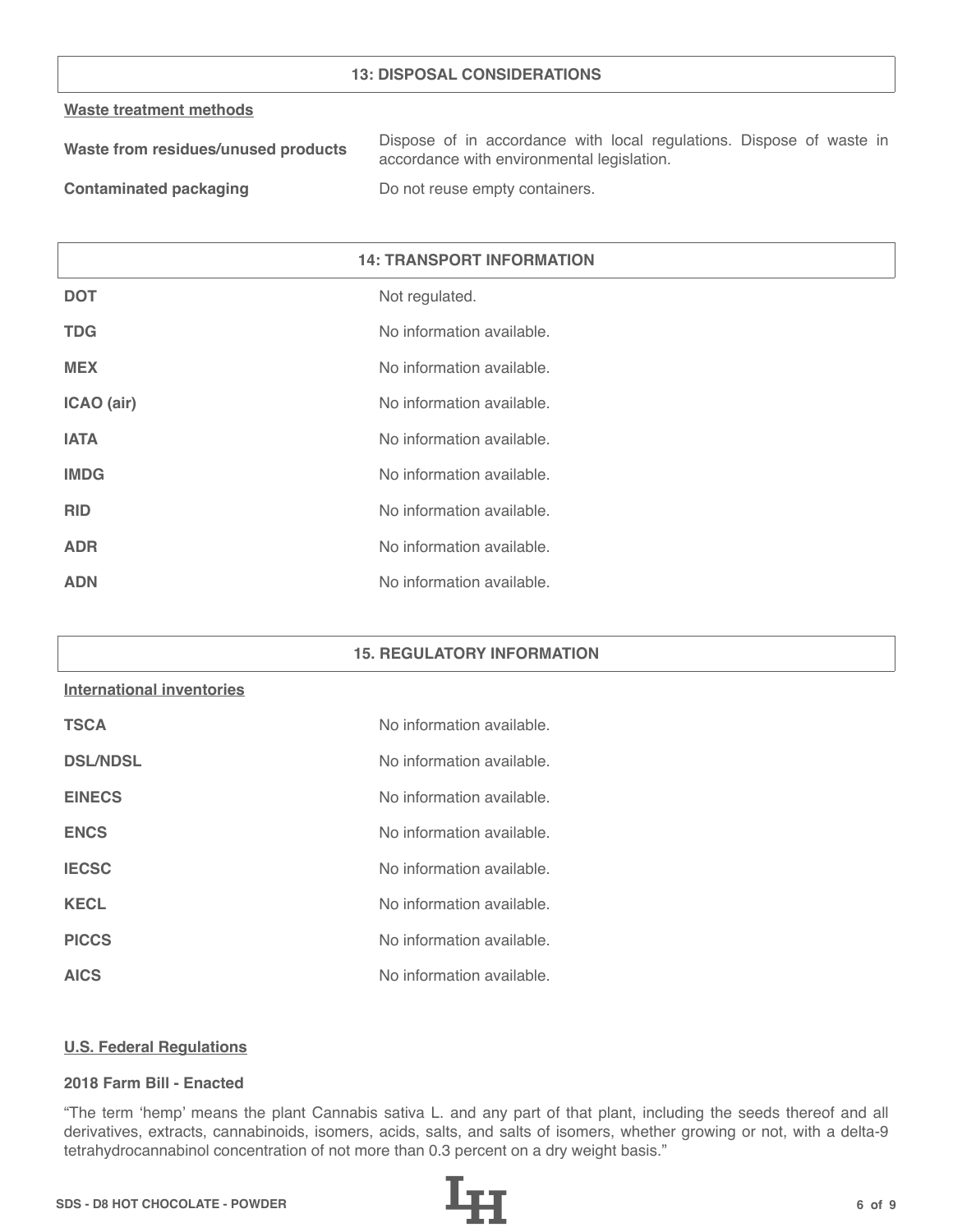## 13: DISPOSAL CONSIDERATIONS

**Waste treatment methods**

| | |
|---|---|
| **Waste from residues/unused products** | Dispose of in accordance with local regulations. Dispose of waste in accordance with environmental legislation. |
| **Contaminated packaging** | Do not reuse empty containers. |

## 14: TRANSPORT INFORMATION

| | |
|---|---|
| **DOT** | Not regulated. |
| **TDG** | No information available. |
| **MEX** | No information available. |
| **ICAO (air)** | No information available. |
| **IATA** | No information available. |
| **IMDG** | No information available. |
| **RID** | No information available. |
| **ADR** | No information available. |
| **ADN** | No information available. |

## 15. REGULATORY INFORMATION

**International inventories**

| | |
|---|---|
| **TSCA** | No information available. |
| **DSL/NDSL** | No information available. |
| **EINECS** | No information available. |
| **ENCS** | No information available. |
| **IECSC** | No information available. |
| **KECL** | No information available. |
| **PICCS** | No information available. |
| **AICS** | No information available. |

**U.S. Federal Regulations**

**2018 Farm Bill - Enacted**

“The term ‘hemp’ means the plant Cannabis sativa L. and any part of that plant, including the seeds thereof and all derivatives, extracts, cannabinoids, isomers, acids, salts, and salts of isomers, whether growing or not, with a delta-9 tetrahydrocannabinol concentration of not more than 0.3 percent on a dry weight basis.”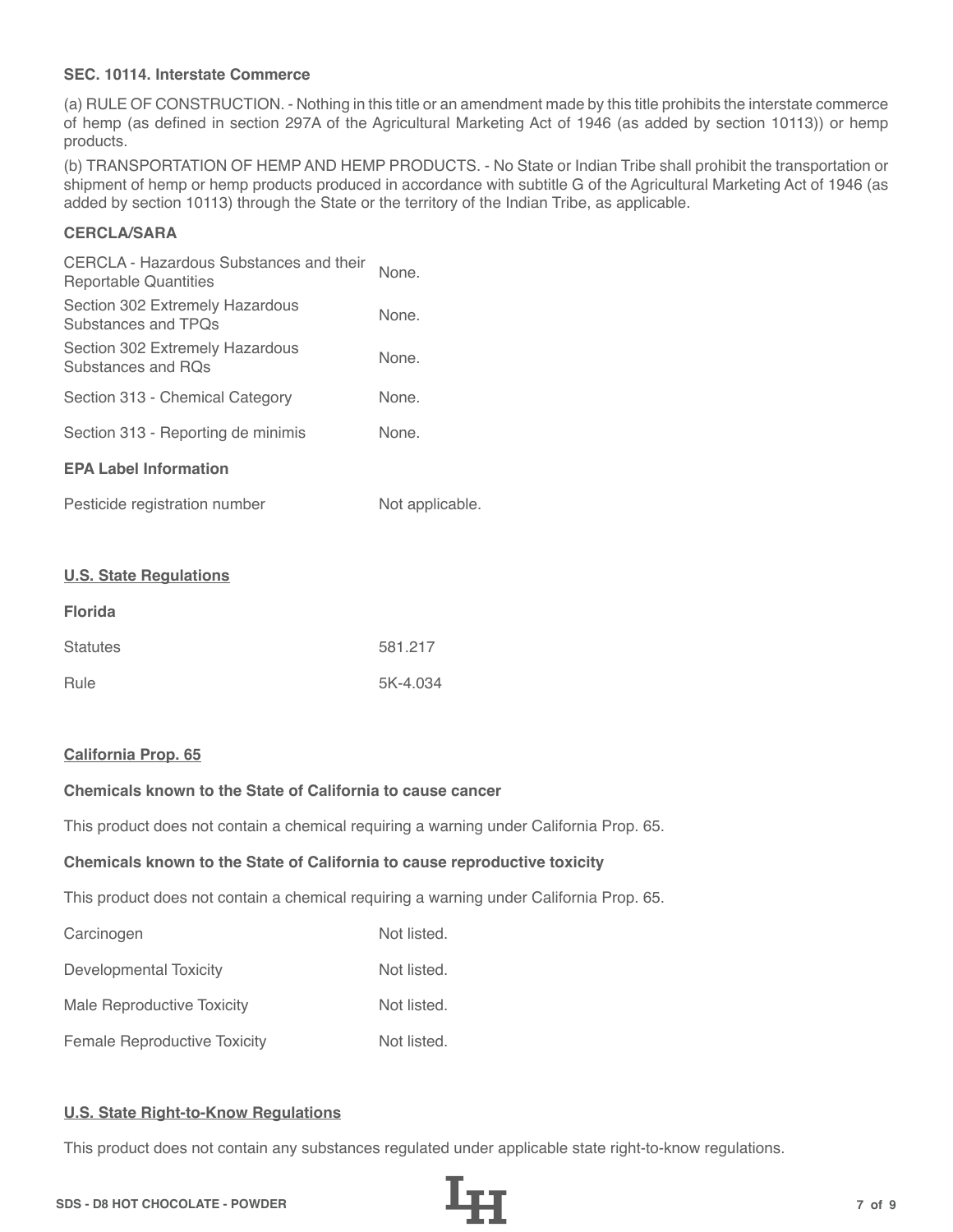**SEC. 10114. Interstate Commerce**

(a) RULE OF CONSTRUCTION. - Nothing in this title or an amendment made by this title prohibits the interstate commerce of hemp (as defined in section 297A of the Agricultural Marketing Act of 1946 (as added by section 10113)) or hemp products.

(b) TRANSPORTATION OF HEMP AND HEMP PRODUCTS. - No State or Indian Tribe shall prohibit the transportation or shipment of hemp or hemp products produced in accordance with subtitle G of the Agricultural Marketing Act of 1946 (as added by section 10113) through the State or the territory of the Indian Tribe, as applicable.

**CERCLA/SARA**

| | |
|---|---|
| CERCLA - Hazardous Substances and their Reportable Quantities | None. |
| Section 302 Extremely Hazardous Substances and TPQs | None. |
| Section 302 Extremely Hazardous Substances and RQs | None. |
| Section 313 - Chemical Category | None. |
| Section 313 - Reporting de minimis | None. |

**EPA Label Information**

| | |
|---|---|
| Pesticide registration number | Not applicable. |

**U.S. State Regulations**

**Florida**

| | |
|---|---|
| Statutes | 581.217 |
| Rule | 5K-4.034 |

**California Prop. 65**

**Chemicals known to the State of California to cause cancer**

This product does not contain a chemical requiring a warning under California Prop. 65.

**Chemicals known to the State of California to cause reproductive toxicity**

This product does not contain a chemical requiring a warning under California Prop. 65.

| | |
|---|---|
| Carcinogen | Not listed. |
| Developmental Toxicity | Not listed. |
| Male Reproductive Toxicity | Not listed. |
| Female Reproductive Toxicity | Not listed. |

**U.S. State Right-to-Know Regulations**

This product does not contain any substances regulated under applicable state right-to-know regulations.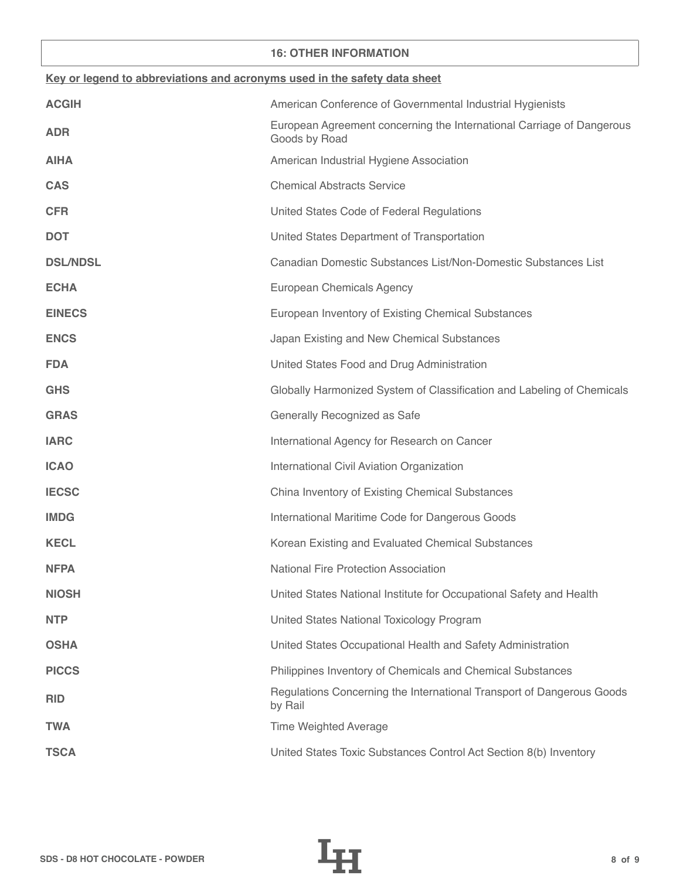## 16: OTHER INFORMATION

**Key or legend to abbreviations and acronyms used in the safety data sheet**

| | |
|---|---|
| **ACGIH** | American Conference of Governmental Industrial Hygienists |
| **ADR** | European Agreement concerning the International Carriage of Dangerous Goods by Road |
| **AIHA** | American Industrial Hygiene Association |
| **CAS** | Chemical Abstracts Service |
| **CFR** | United States Code of Federal Regulations |
| **DOT** | United States Department of Transportation |
| **DSL/NDSL** | Canadian Domestic Substances List/Non-Domestic Substances List |
| **ECHA** | European Chemicals Agency |
| **EINECS** | European Inventory of Existing Chemical Substances |
| **ENCS** | Japan Existing and New Chemical Substances |
| **FDA** | United States Food and Drug Administration |
| **GHS** | Globally Harmonized System of Classification and Labeling of Chemicals |
| **GRAS** | Generally Recognized as Safe |
| **IARC** | International Agency for Research on Cancer |
| **ICAO** | International Civil Aviation Organization |
| **IECSC** | China Inventory of Existing Chemical Substances |
| **IMDG** | International Maritime Code for Dangerous Goods |
| **KECL** | Korean Existing and Evaluated Chemical Substances |
| **NFPA** | National Fire Protection Association |
| **NIOSH** | United States National Institute for Occupational Safety and Health |
| **NTP** | United States National Toxicology Program |
| **OSHA** | United States Occupational Health and Safety Administration |
| **PICCS** | Philippines Inventory of Chemicals and Chemical Substances |
| **RID** | Regulations Concerning the International Transport of Dangerous Goods by Rail |
| **TWA** | Time Weighted Average |
| **TSCA** | United States Toxic Substances Control Act Section 8(b) Inventory |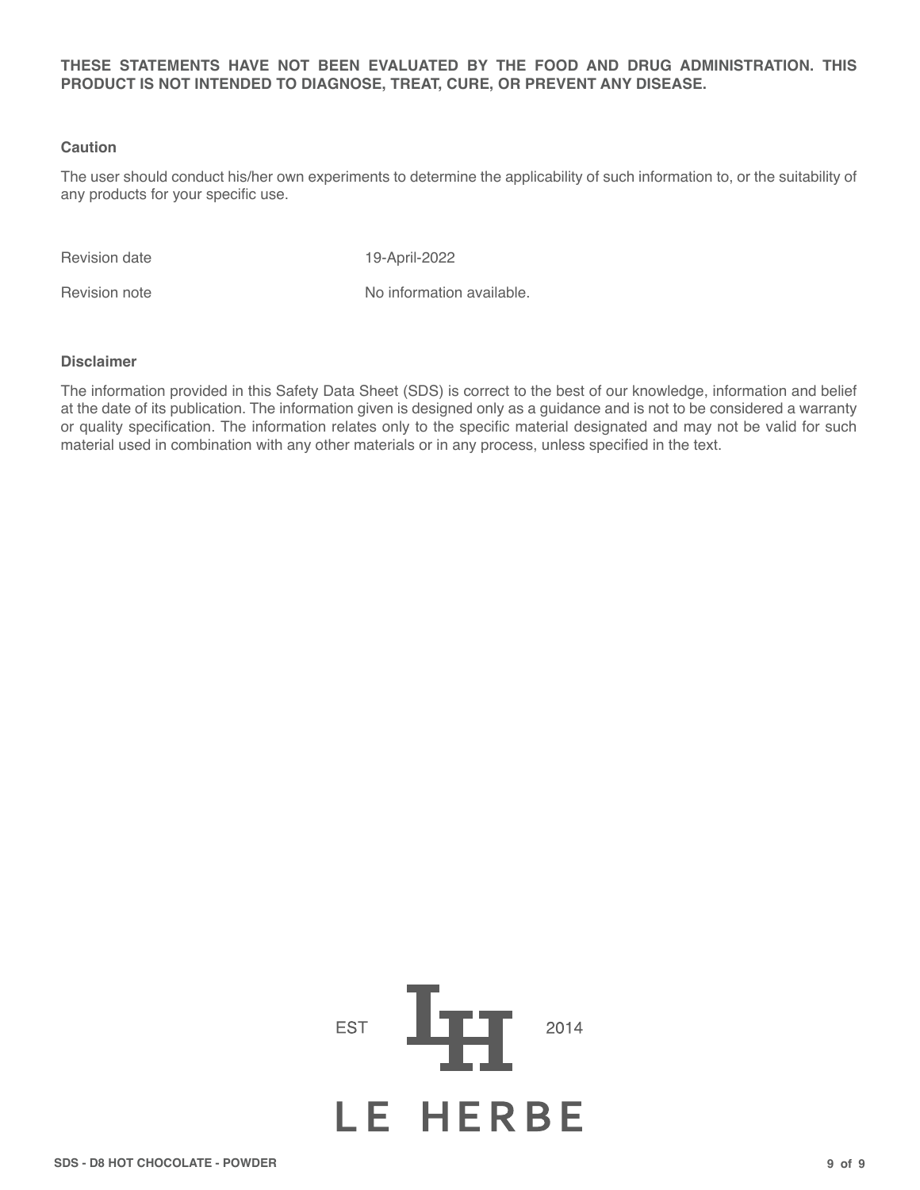**THESE STATEMENTS HAVE NOT BEEN EVALUATED BY THE FOOD AND DRUG ADMINISTRATION. THIS PRODUCT IS NOT INTENDED TO DIAGNOSE, TREAT, CURE, OR PREVENT ANY DISEASE.**

**Caution**

The user should conduct his/her own experiments to determine the applicability of such information to, or the suitability of any products for your specific use.

| | |
|---|---|
| Revision date | 19-April-2022 |
| Revision note | No information available. |

**Disclaimer**

The information provided in this Safety Data Sheet (SDS) is correct to the best of our knowledge, information and belief at the date of its publication. The information given is designed only as a guidance and is not to be considered a warranty or quality specification. The information relates only to the specific material designated and may not be valid for such material used in combination with any other materials or in any process, unless specified in the text.

EST 2014

LE HERBE